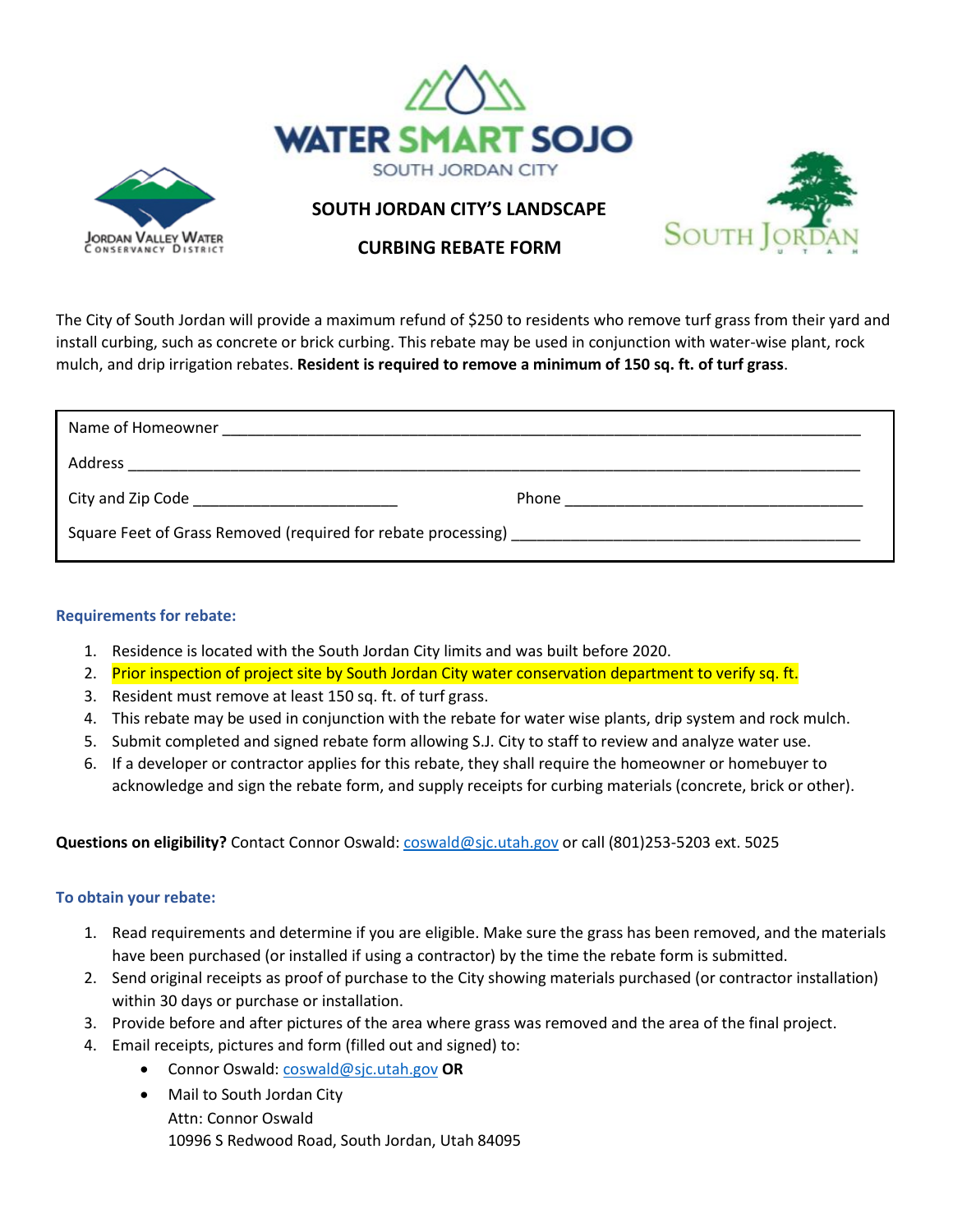WATER SMART SOJO

SOUTH JORDAN CITY

Jordan Valley Water Conservancy District

South Jordan Utah

# SOUTH JORDAN CITY'S LANDSCAPE CURBING REBATE FORM

The City of South Jordan will provide a maximum refund of $250 to residents who remove turf grass from their yard and install curbing, such as concrete or brick curbing. This rebate may be used in conjunction with water-wise plant, rock mulch, and drip irrigation rebates. **Resident is required to remove a minimum of 150 sq. ft. of turf grass**.

Name of Homeowner ______________________________________________

Address ______________________________________________

City and Zip Code ________________________ Phone ________________________

Square Feet of Grass Removed (required for rebate processing) ________________________

### Requirements for rebate:

1. Residence is located with the South Jordan City limits and was built before 2020.
2. Prior inspection of project site by South Jordan City water conservation department to verify sq. ft.
3. Resident must remove at least 150 sq. ft. of turf grass.
4. This rebate may be used in conjunction with the rebate for water wise plants, drip system and rock mulch.
5. Submit completed and signed rebate form allowing S.J. City to staff to review and analyze water use.
6. If a developer or contractor applies for this rebate, they shall require the homeowner or homebuyer to acknowledge and sign the rebate form, and supply receipts for curbing materials (concrete, brick or other).

**Questions on eligibility?** Contact Connor Oswald: coswald@sjc.utah.gov or call (801)253-5203 ext. 5025

### To obtain your rebate:

1. Read requirements and determine if you are eligible. Make sure the grass has been removed, and the materials have been purchased (or installed if using a contractor) by the time the rebate form is submitted.
2. Send original receipts as proof of purchase to the City showing materials purchased (or contractor installation) within 30 days or purchase or installation.
3. Provide before and after pictures of the area where grass was removed and the area of the final project.
4. Email receipts, pictures and form (filled out and signed) to:
   - Connor Oswald: coswald@sjc.utah.gov **OR**
   - Mail to South Jordan City
     Attn: Connor Oswald
     10996 S Redwood Road, South Jordan, Utah 84095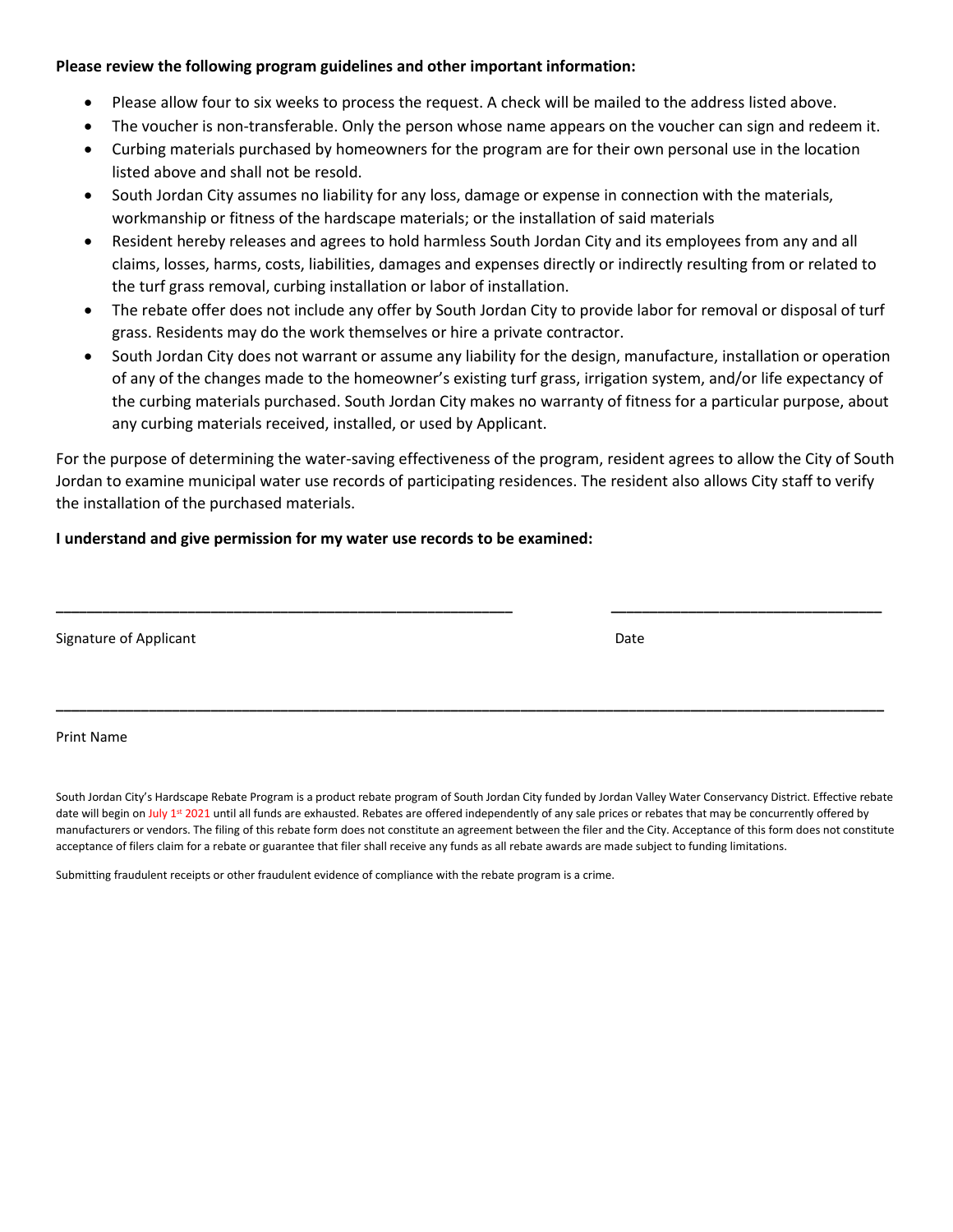**Please review the following program guidelines and other important information:**

- Please allow four to six weeks to process the request. A check will be mailed to the address listed above.
- The voucher is non-transferable. Only the person whose name appears on the voucher can sign and redeem it.
- Curbing materials purchased by homeowners for the program are for their own personal use in the location listed above and shall not be resold.
- South Jordan City assumes no liability for any loss, damage or expense in connection with the materials, workmanship or fitness of the hardscape materials; or the installation of said materials
- Resident hereby releases and agrees to hold harmless South Jordan City and its employees from any and all claims, losses, harms, costs, liabilities, damages and expenses directly or indirectly resulting from or related to the turf grass removal, curbing installation or labor of installation.
- The rebate offer does not include any offer by South Jordan City to provide labor for removal or disposal of turf grass. Residents may do the work themselves or hire a private contractor.
- South Jordan City does not warrant or assume any liability for the design, manufacture, installation or operation of any of the changes made to the homeowner's existing turf grass, irrigation system, and/or life expectancy of the curbing materials purchased. South Jordan City makes no warranty of fitness for a particular purpose, about any curbing materials received, installed, or used by Applicant.

For the purpose of determining the water-saving effectiveness of the program, resident agrees to allow the City of South Jordan to examine municipal water use records of participating residences. The resident also allows City staff to verify the installation of the purchased materials.

**I understand and give permission for my water use records to be examined:**

\_\_\_\_\_\_\_\_\_\_\_\_\_\_\_\_\_\_\_\_\_\_\_\_\_\_\_\_\_\_\_\_\_\_\_\_\_\_\_\_\_\_\_\_\_\_ \_\_\_\_\_\_\_\_\_\_\_\_\_\_\_\_\_\_\_\_\_\_\_\_\_\_\_\_

Signature of Applicant Date

\_\_\_\_\_\_\_\_\_\_\_\_\_\_\_\_\_\_\_\_\_\_\_\_\_\_\_\_\_\_\_\_\_\_\_\_\_\_\_\_\_\_\_\_\_\_\_\_\_\_\_\_\_\_\_\_\_\_\_\_\_\_\_\_\_\_\_\_\_\_\_\_\_\_\_\_\_\_\_\_\_\_\_\_

Print Name

South Jordan City's Hardscape Rebate Program is a product rebate program of South Jordan City funded by Jordan Valley Water Conservancy District. Effective rebate date will begin on July 1st 2021 until all funds are exhausted. Rebates are offered independently of any sale prices or rebates that may be concurrently offered by manufacturers or vendors. The filing of this rebate form does not constitute an agreement between the filer and the City. Acceptance of this form does not constitute acceptance of filers claim for a rebate or guarantee that filer shall receive any funds as all rebate awards are made subject to funding limitations.

Submitting fraudulent receipts or other fraudulent evidence of compliance with the rebate program is a crime.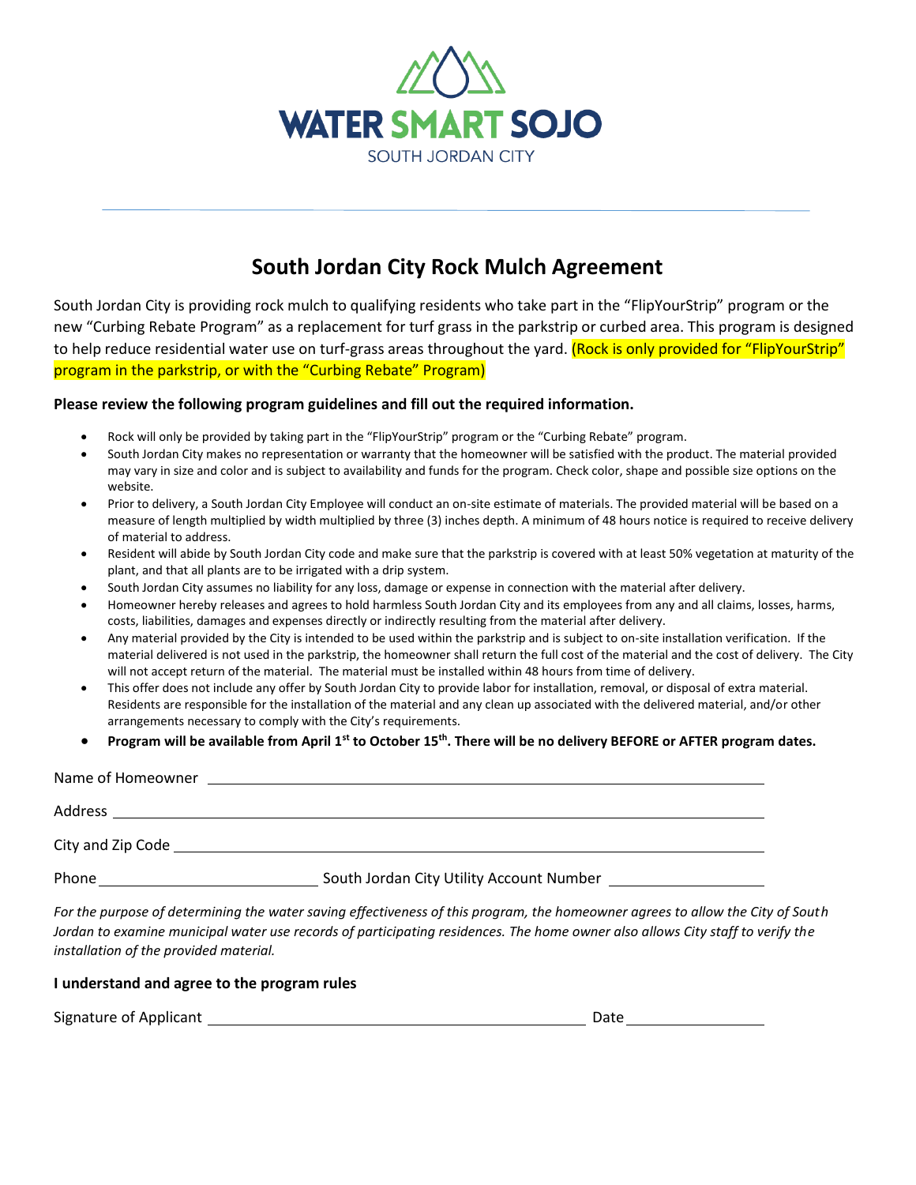WATER SMART SOJO

SOUTH JORDAN CITY

# South Jordan City Rock Mulch Agreement

South Jordan City is providing rock mulch to qualifying residents who take part in the "FlipYourStrip" program or the new "Curbing Rebate Program" as a replacement for turf grass in the parkstrip or curbed area. This program is designed to help reduce residential water use on turf-grass areas throughout the yard. (Rock is only provided for "FlipYourStrip" program in the parkstrip, or with the "Curbing Rebate" Program)

**Please review the following program guidelines and fill out the required information.**

- Rock will only be provided by taking part in the "FlipYourStrip" program or the "Curbing Rebate" program.
- South Jordan City makes no representation or warranty that the homeowner will be satisfied with the product. The material provided may vary in size and color and is subject to availability and funds for the program. Check color, shape and possible size options on the website.
- Prior to delivery, a South Jordan City Employee will conduct an on-site estimate of materials. The provided material will be based on a measure of length multiplied by width multiplied by three (3) inches depth. A minimum of 48 hours notice is required to receive delivery of material to address.
- Resident will abide by South Jordan City code and make sure that the parkstrip is covered with at least 50% vegetation at maturity of the plant, and that all plants are to be irrigated with a drip system.
- South Jordan City assumes no liability for any loss, damage or expense in connection with the material after delivery.
- Homeowner hereby releases and agrees to hold harmless South Jordan City and its employees from any and all claims, losses, harms, costs, liabilities, damages and expenses directly or indirectly resulting from the material after delivery.
- Any material provided by the City is intended to be used within the parkstrip and is subject to on-site installation verification. If the material delivered is not used in the parkstrip, the homeowner shall return the full cost of the material and the cost of delivery. The City will not accept return of the material. The material must be installed within 48 hours from time of delivery.
- This offer does not include any offer by South Jordan City to provide labor for installation, removal, or disposal of extra material. Residents are responsible for the installation of the material and any clean up associated with the delivered material, and/or other arrangements necessary to comply with the City's requirements.
- **Program will be available from April 1st to October 15th. There will be no delivery BEFORE or AFTER program dates.**

Name of Homeowner ______________________________

Address ______________________________

City and Zip Code ______________________________

Phone ______________ South Jordan City Utility Account Number ______________

*For the purpose of determining the water saving effectiveness of this program, the homeowner agrees to allow the City of South Jordan to examine municipal water use records of participating residences. The home owner also allows City staff to verify the installation of the provided material.*

**I understand and agree to the program rules**

Signature of Applicant ______________________________ Date ______________